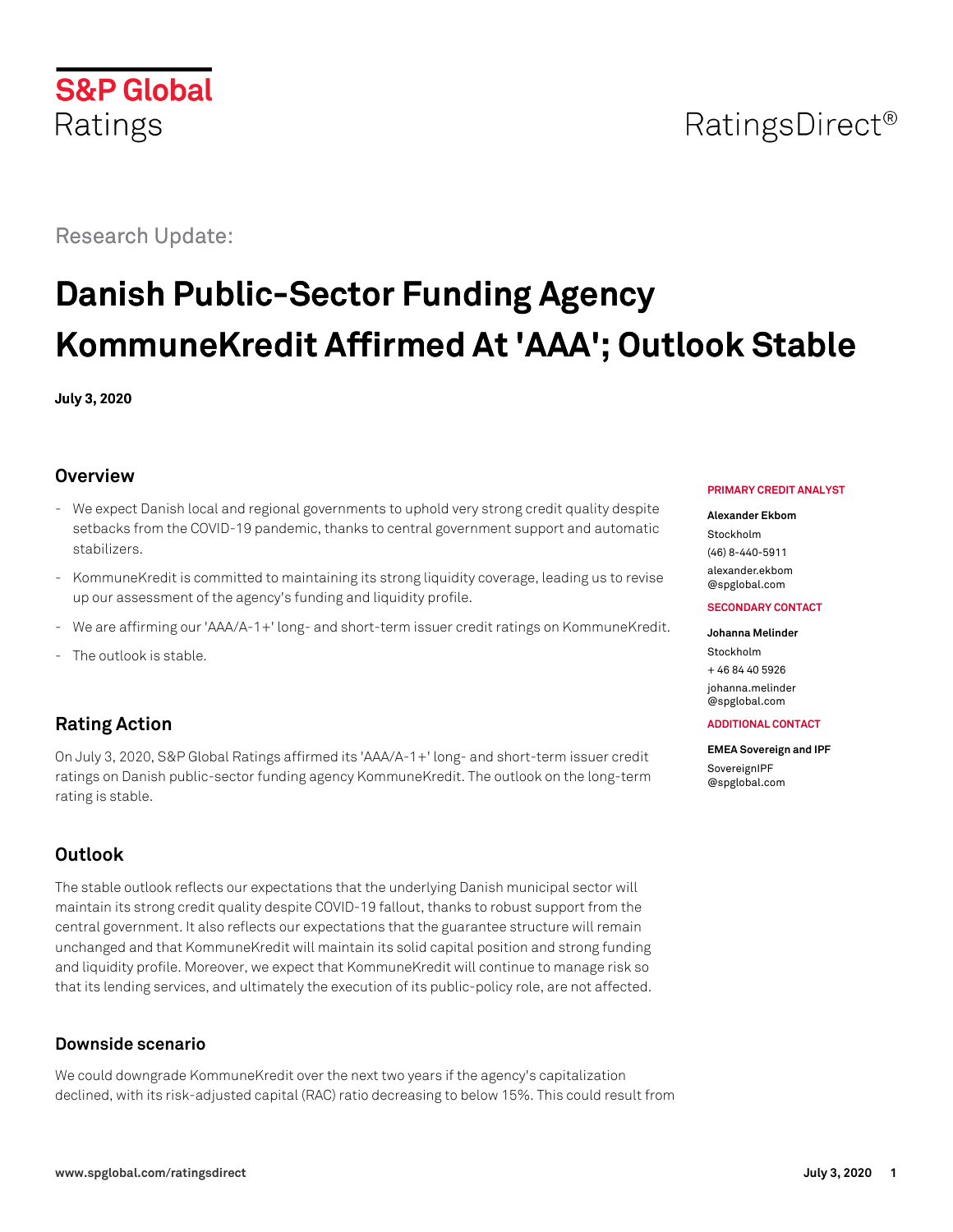S&P Global Ratings

RatingsDirect®

Research Update:

# Danish Public-Sector Funding Agency KommuneKredit Affirmed At 'AAA'; Outlook Stable

**July 3, 2020**

**PRIMARY CREDIT ANALYST**

**Alexander Ekbom**
Stockholm
(46) 8-440-5911
alexander.ekbom@spglobal.com

**SECONDARY CONTACT**

**Johanna Melinder**
Stockholm
+ 46 84 40 5926
johanna.melinder@spglobal.com

**ADDITIONAL CONTACT**

**EMEA Sovereign and IPF**
SovereignIPF@spglobal.com

## Overview

- We expect Danish local and regional governments to uphold very strong credit quality despite setbacks from the COVID-19 pandemic, thanks to central government support and automatic stabilizers.
- KommuneKredit is committed to maintaining its strong liquidity coverage, leading us to revise up our assessment of the agency's funding and liquidity profile.
- We are affirming our 'AAA/A-1+' long- and short-term issuer credit ratings on KommuneKredit.
- The outlook is stable.

## Rating Action

On July 3, 2020, S&P Global Ratings affirmed its 'AAA/A-1+' long- and short-term issuer credit ratings on Danish public-sector funding agency KommuneKredit. The outlook on the long-term rating is stable.

## Outlook

The stable outlook reflects our expectations that the underlying Danish municipal sector will maintain its strong credit quality despite COVID-19 fallout, thanks to robust support from the central government. It also reflects our expectations that the guarantee structure will remain unchanged and that KommuneKredit will maintain its solid capital position and strong funding and liquidity profile. Moreover, we expect that KommuneKredit will continue to manage risk so that its lending services, and ultimately the execution of its public-policy role, are not affected.

### Downside scenario

We could downgrade KommuneKredit over the next two years if the agency's capitalization declined, with its risk-adjusted capital (RAC) ratio decreasing to below 15%. This could result from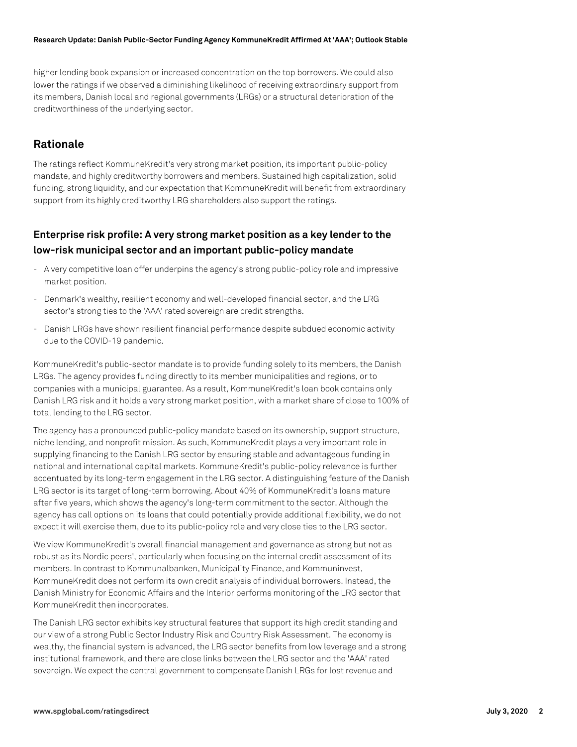higher lending book expansion or increased concentration on the top borrowers. We could also lower the ratings if we observed a diminishing likelihood of receiving extraordinary support from its members, Danish local and regional governments (LRGs) or a structural deterioration of the creditworthiness of the underlying sector.

## Rationale

The ratings reflect KommuneKredit's very strong market position, its important public-policy mandate, and highly creditworthy borrowers and members. Sustained high capitalization, solid funding, strong liquidity, and our expectation that KommuneKredit will benefit from extraordinary support from its highly creditworthy LRG shareholders also support the ratings.

### Enterprise risk profile: A very strong market position as a key lender to the low-risk municipal sector and an important public-policy mandate

- A very competitive loan offer underpins the agency's strong public-policy role and impressive market position.
- Denmark's wealthy, resilient economy and well-developed financial sector, and the LRG sector's strong ties to the 'AAA' rated sovereign are credit strengths.
- Danish LRGs have shown resilient financial performance despite subdued economic activity due to the COVID-19 pandemic.

KommuneKredit's public-sector mandate is to provide funding solely to its members, the Danish LRGs. The agency provides funding directly to its member municipalities and regions, or to companies with a municipal guarantee. As a result, KommuneKredit's loan book contains only Danish LRG risk and it holds a very strong market position, with a market share of close to 100% of total lending to the LRG sector.

The agency has a pronounced public-policy mandate based on its ownership, support structure, niche lending, and nonprofit mission. As such, KommuneKredit plays a very important role in supplying financing to the Danish LRG sector by ensuring stable and advantageous funding in national and international capital markets. KommuneKredit's public-policy relevance is further accentuated by its long-term engagement in the LRG sector. A distinguishing feature of the Danish LRG sector is its target of long-term borrowing. About 40% of KommuneKredit's loans mature after five years, which shows the agency's long-term commitment to the sector. Although the agency has call options on its loans that could potentially provide additional flexibility, we do not expect it will exercise them, due to its public-policy role and very close ties to the LRG sector.

We view KommuneKredit's overall financial management and governance as strong but not as robust as its Nordic peers', particularly when focusing on the internal credit assessment of its members. In contrast to Kommunalbanken, Municipality Finance, and Kommuninvest, KommuneKredit does not perform its own credit analysis of individual borrowers. Instead, the Danish Ministry for Economic Affairs and the Interior performs monitoring of the LRG sector that KommuneKredit then incorporates.

The Danish LRG sector exhibits key structural features that support its high credit standing and our view of a strong Public Sector Industry Risk and Country Risk Assessment. The economy is wealthy, the financial system is advanced, the LRG sector benefits from low leverage and a strong institutional framework, and there are close links between the LRG sector and the 'AAA' rated sovereign. We expect the central government to compensate Danish LRGs for lost revenue and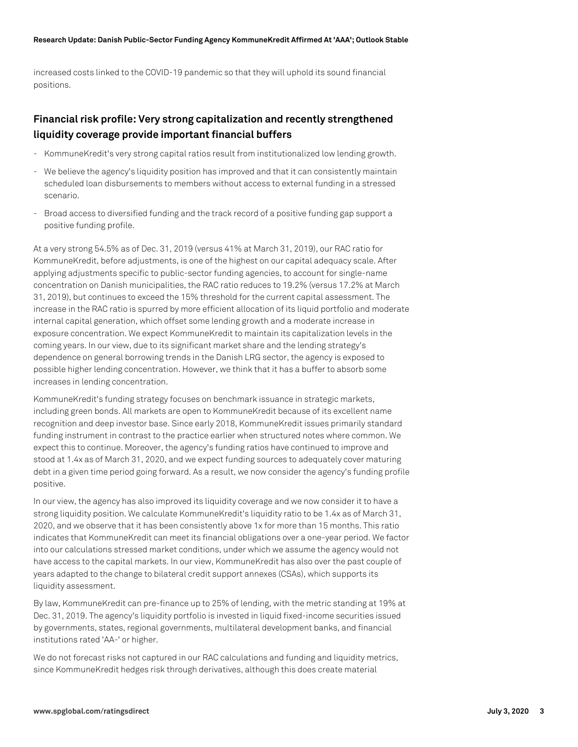increased costs linked to the COVID-19 pandemic so that they will uphold its sound financial positions.

## Financial risk profile: Very strong capitalization and recently strengthened liquidity coverage provide important financial buffers

- KommuneKredit's very strong capital ratios result from institutionalized low lending growth.
- We believe the agency's liquidity position has improved and that it can consistently maintain scheduled loan disbursements to members without access to external funding in a stressed scenario.
- Broad access to diversified funding and the track record of a positive funding gap support a positive funding profile.

At a very strong 54.5% as of Dec. 31, 2019 (versus 41% at March 31, 2019), our RAC ratio for KommuneKredit, before adjustments, is one of the highest on our capital adequacy scale. After applying adjustments specific to public-sector funding agencies, to account for single-name concentration on Danish municipalities, the RAC ratio reduces to 19.2% (versus 17.2% at March 31, 2019), but continues to exceed the 15% threshold for the current capital assessment. The increase in the RAC ratio is spurred by more efficient allocation of its liquid portfolio and moderate internal capital generation, which offset some lending growth and a moderate increase in exposure concentration. We expect KommuneKredit to maintain its capitalization levels in the coming years. In our view, due to its significant market share and the lending strategy's dependence on general borrowing trends in the Danish LRG sector, the agency is exposed to possible higher lending concentration. However, we think that it has a buffer to absorb some increases in lending concentration.

KommuneKredit's funding strategy focuses on benchmark issuance in strategic markets, including green bonds. All markets are open to KommuneKredit because of its excellent name recognition and deep investor base. Since early 2018, KommuneKredit issues primarily standard funding instrument in contrast to the practice earlier when structured notes where common. We expect this to continue. Moreover, the agency's funding ratios have continued to improve and stood at 1.4x as of March 31, 2020, and we expect funding sources to adequately cover maturing debt in a given time period going forward. As a result, we now consider the agency's funding profile positive.

In our view, the agency has also improved its liquidity coverage and we now consider it to have a strong liquidity position. We calculate KommuneKredit's liquidity ratio to be 1.4x as of March 31, 2020, and we observe that it has been consistently above 1x for more than 15 months. This ratio indicates that KommuneKredit can meet its financial obligations over a one-year period. We factor into our calculations stressed market conditions, under which we assume the agency would not have access to the capital markets. In our view, KommuneKredit has also over the past couple of years adapted to the change to bilateral credit support annexes (CSAs), which supports its liquidity assessment.

By law, KommuneKredit can pre-finance up to 25% of lending, with the metric standing at 19% at Dec. 31, 2019. The agency's liquidity portfolio is invested in liquid fixed-income securities issued by governments, states, regional governments, multilateral development banks, and financial institutions rated 'AA-' or higher.

We do not forecast risks not captured in our RAC calculations and funding and liquidity metrics, since KommuneKredit hedges risk through derivatives, although this does create material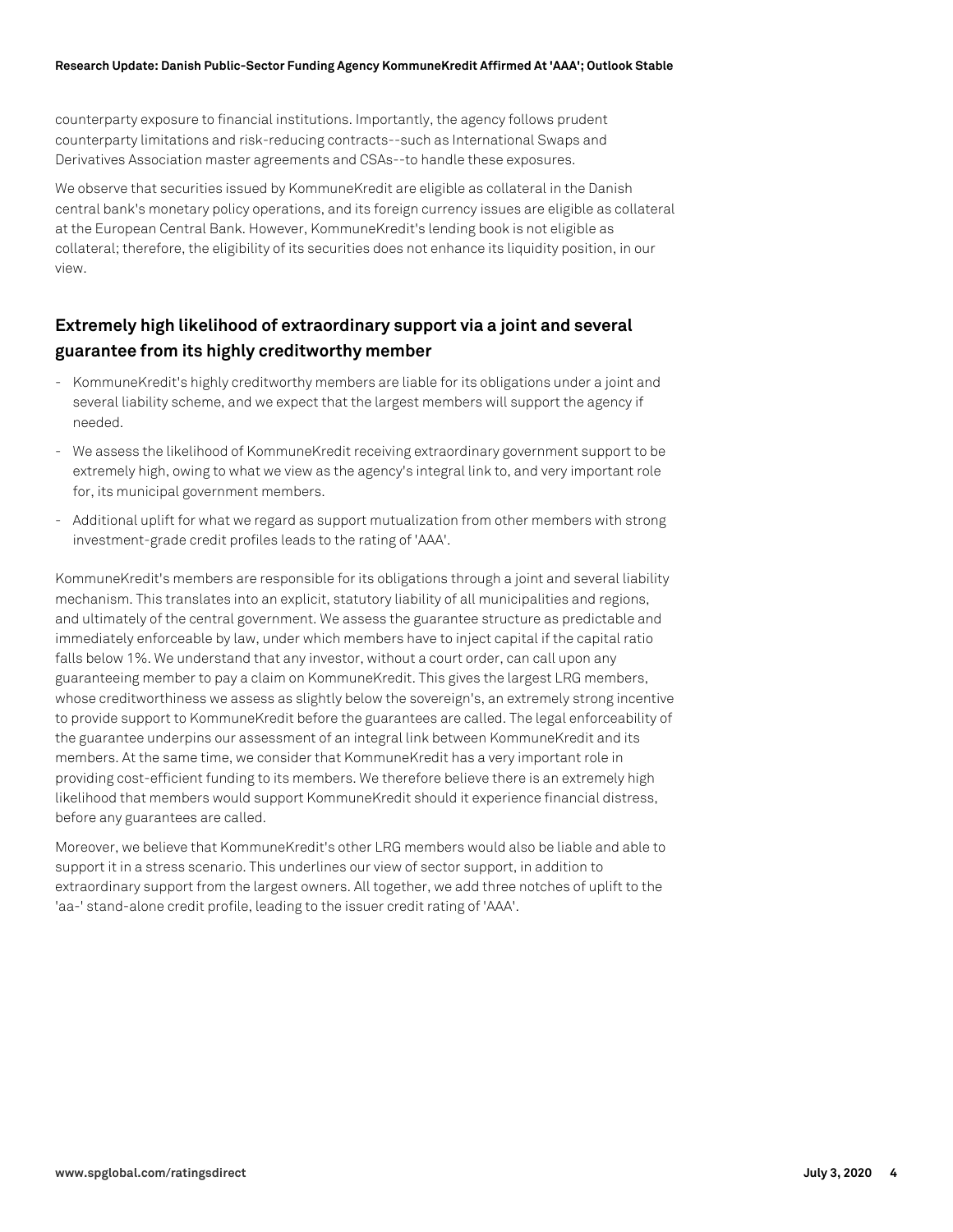counterparty exposure to financial institutions. Importantly, the agency follows prudent counterparty limitations and risk-reducing contracts--such as International Swaps and Derivatives Association master agreements and CSAs--to handle these exposures.

We observe that securities issued by KommuneKredit are eligible as collateral in the Danish central bank's monetary policy operations, and its foreign currency issues are eligible as collateral at the European Central Bank. However, KommuneKredit's lending book is not eligible as collateral; therefore, the eligibility of its securities does not enhance its liquidity position, in our view.

## Extremely high likelihood of extraordinary support via a joint and several guarantee from its highly creditworthy member

- KommuneKredit's highly creditworthy members are liable for its obligations under a joint and several liability scheme, and we expect that the largest members will support the agency if needed.
- We assess the likelihood of KommuneKredit receiving extraordinary government support to be extremely high, owing to what we view as the agency's integral link to, and very important role for, its municipal government members.
- Additional uplift for what we regard as support mutualization from other members with strong investment-grade credit profiles leads to the rating of 'AAA'.

KommuneKredit's members are responsible for its obligations through a joint and several liability mechanism. This translates into an explicit, statutory liability of all municipalities and regions, and ultimately of the central government. We assess the guarantee structure as predictable and immediately enforceable by law, under which members have to inject capital if the capital ratio falls below 1%. We understand that any investor, without a court order, can call upon any guaranteeing member to pay a claim on KommuneKredit. This gives the largest LRG members, whose creditworthiness we assess as slightly below the sovereign's, an extremely strong incentive to provide support to KommuneKredit before the guarantees are called. The legal enforceability of the guarantee underpins our assessment of an integral link between KommuneKredit and its members. At the same time, we consider that KommuneKredit has a very important role in providing cost-efficient funding to its members. We therefore believe there is an extremely high likelihood that members would support KommuneKredit should it experience financial distress, before any guarantees are called.

Moreover, we believe that KommuneKredit's other LRG members would also be liable and able to support it in a stress scenario. This underlines our view of sector support, in addition to extraordinary support from the largest owners. All together, we add three notches of uplift to the 'aa-' stand-alone credit profile, leading to the issuer credit rating of 'AAA'.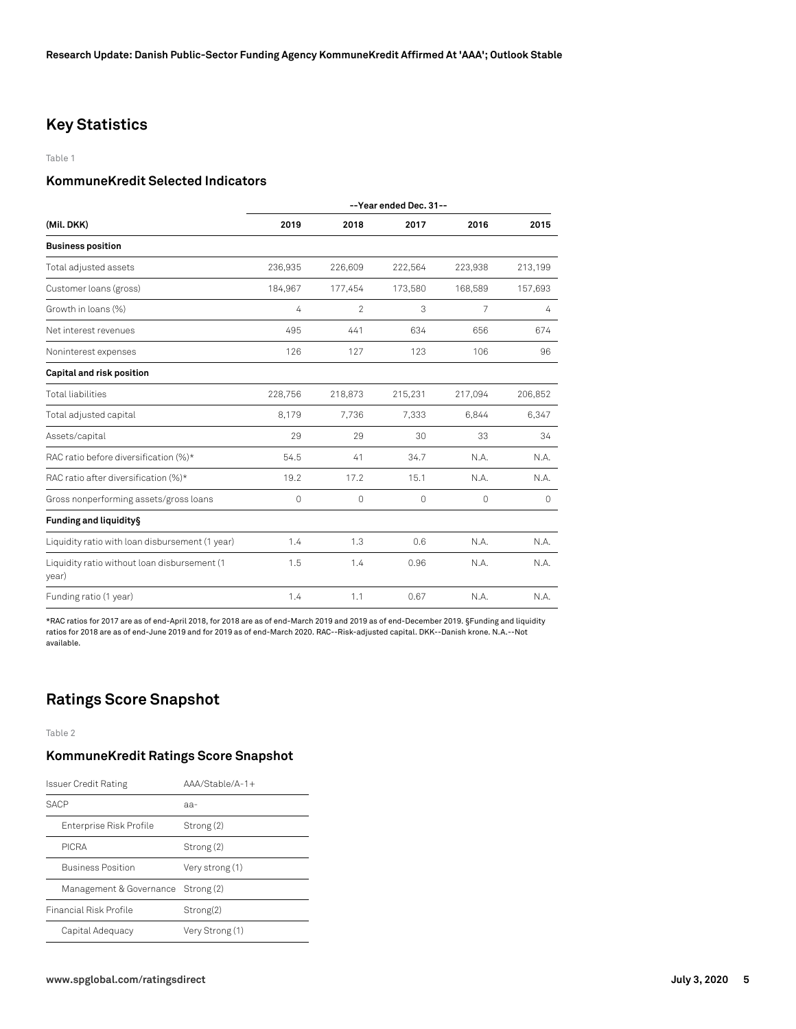## Key Statistics

Table 1

### KommuneKredit Selected Indicators

| | --Year ended Dec. 31-- | | | | |
|---|---|---|---|---|---|
| (Mil. DKK) | 2019 | 2018 | 2017 | 2016 | 2015 |
| **Business position** | | | | | |
| Total adjusted assets | 236,935 | 226,609 | 222,564 | 223,938 | 213,199 |
| Customer loans (gross) | 184,967 | 177,454 | 173,580 | 168,589 | 157,693 |
| Growth in loans (%) | 4 | 2 | 3 | 7 | 4 |
| Net interest revenues | 495 | 441 | 634 | 656 | 674 |
| Noninterest expenses | 126 | 127 | 123 | 106 | 96 |
| **Capital and risk position** | | | | | |
| Total liabilities | 228,756 | 218,873 | 215,231 | 217,094 | 206,852 |
| Total adjusted capital | 8,179 | 7,736 | 7,333 | 6,844 | 6,347 |
| Assets/capital | 29 | 29 | 30 | 33 | 34 |
| RAC ratio before diversification (%)* | 54.5 | 41 | 34.7 | N.A. | N.A. |
| RAC ratio after diversification (%)* | 19.2 | 17.2 | 15.1 | N.A. | N.A. |
| Gross nonperforming assets/gross loans | 0 | 0 | 0 | 0 | 0 |
| **Funding and liquidity§** | | | | | |
| Liquidity ratio with loan disbursement (1 year) | 1.4 | 1.3 | 0.6 | N.A. | N.A. |
| Liquidity ratio without loan disbursement (1 year) | 1.5 | 1.4 | 0.96 | N.A. | N.A. |
| Funding ratio (1 year) | 1.4 | 1.1 | 0.67 | N.A. | N.A. |

*RAC ratios for 2017 are as of end-April 2018, for 2018 are as of end-March 2019 and 2019 as of end-December 2019. §Funding and liquidity ratios for 2018 are as of end-June 2019 and for 2019 as of end-March 2020. RAC--Risk-adjusted capital. DKK--Danish krone. N.A.--Not available.

## Ratings Score Snapshot

Table 2

### KommuneKredit Ratings Score Snapshot

| | |
|---|---|
| Issuer Credit Rating | AAA/Stable/A-1+ |
| SACP | aa- |
| Enterprise Risk Profile | Strong (2) |
| PICRA | Strong (2) |
| Business Position | Very strong (1) |
| Management & Governance | Strong (2) |
| Financial Risk Profile | Strong(2) |
| Capital Adequacy | Very Strong (1) |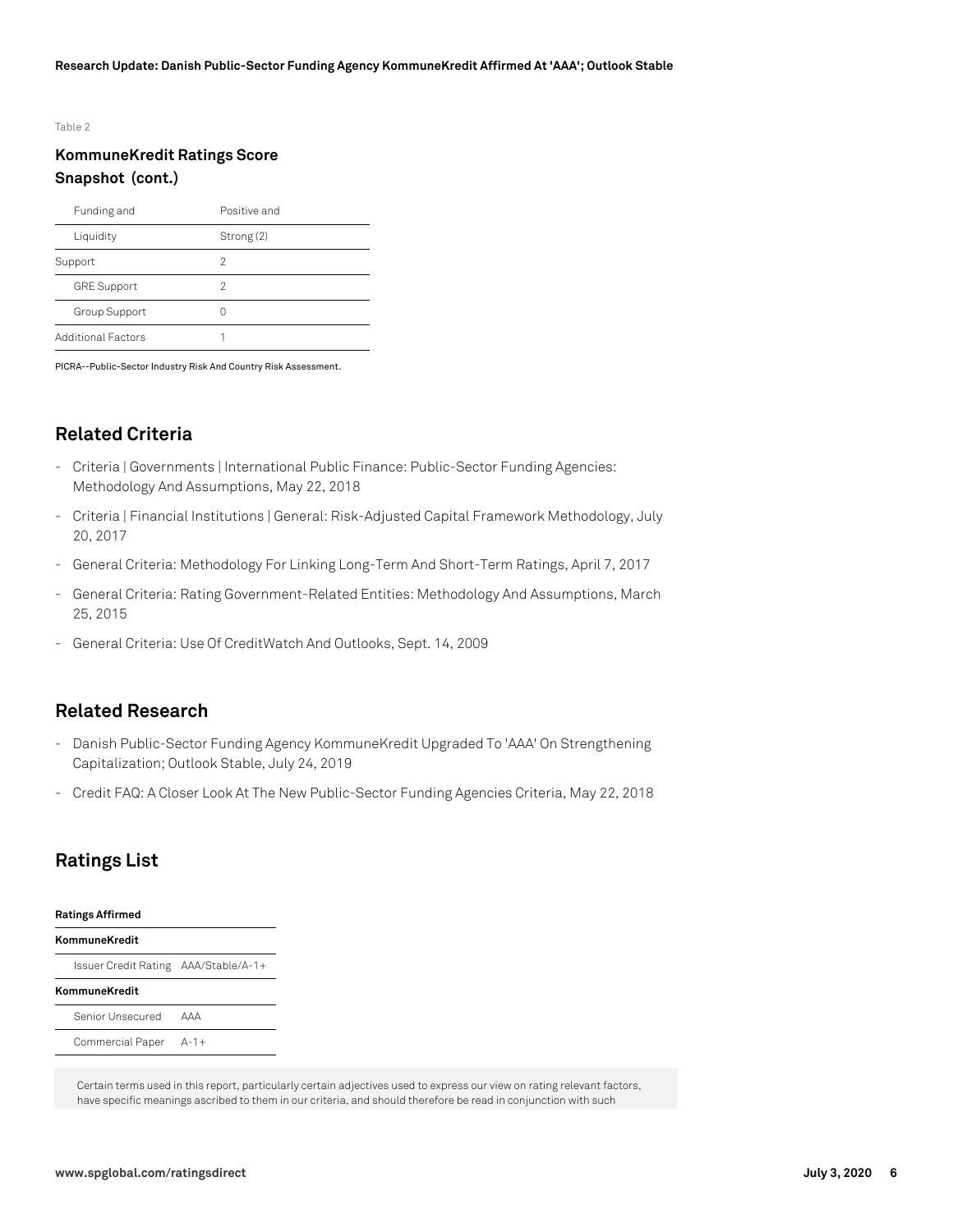Table 2

### KommuneKredit Ratings Score Snapshot (cont.)

| | |
|---|---|
| Funding and Liquidity | Positive and Strong (2) |
| Support | 2 |
| GRE Support | 2 |
| Group Support | 0 |
| Additional Factors | 1 |

PICRA--Public-Sector Industry Risk And Country Risk Assessment.

## Related Criteria

- Criteria | Governments | International Public Finance: Public-Sector Funding Agencies: Methodology And Assumptions, May 22, 2018
- Criteria | Financial Institutions | General: Risk-Adjusted Capital Framework Methodology, July 20, 2017
- General Criteria: Methodology For Linking Long-Term And Short-Term Ratings, April 7, 2017
- General Criteria: Rating Government-Related Entities: Methodology And Assumptions, March 25, 2015
- General Criteria: Use Of CreditWatch And Outlooks, Sept. 14, 2009

## Related Research

- Danish Public-Sector Funding Agency KommuneKredit Upgraded To 'AAA' On Strengthening Capitalization; Outlook Stable, July 24, 2019
- Credit FAQ: A Closer Look At The New Public-Sector Funding Agencies Criteria, May 22, 2018

## Ratings List

| **Ratings Affirmed** | |
|---|---|
| **KommuneKredit** | |
| Issuer Credit Rating | AAA/Stable/A-1+ |
| **KommuneKredit** | |
| Senior Unsecured | AAA |
| Commercial Paper | A-1+ |

Certain terms used in this report, particularly certain adjectives used to express our view on rating relevant factors, have specific meanings ascribed to them in our criteria, and should therefore be read in conjunction with such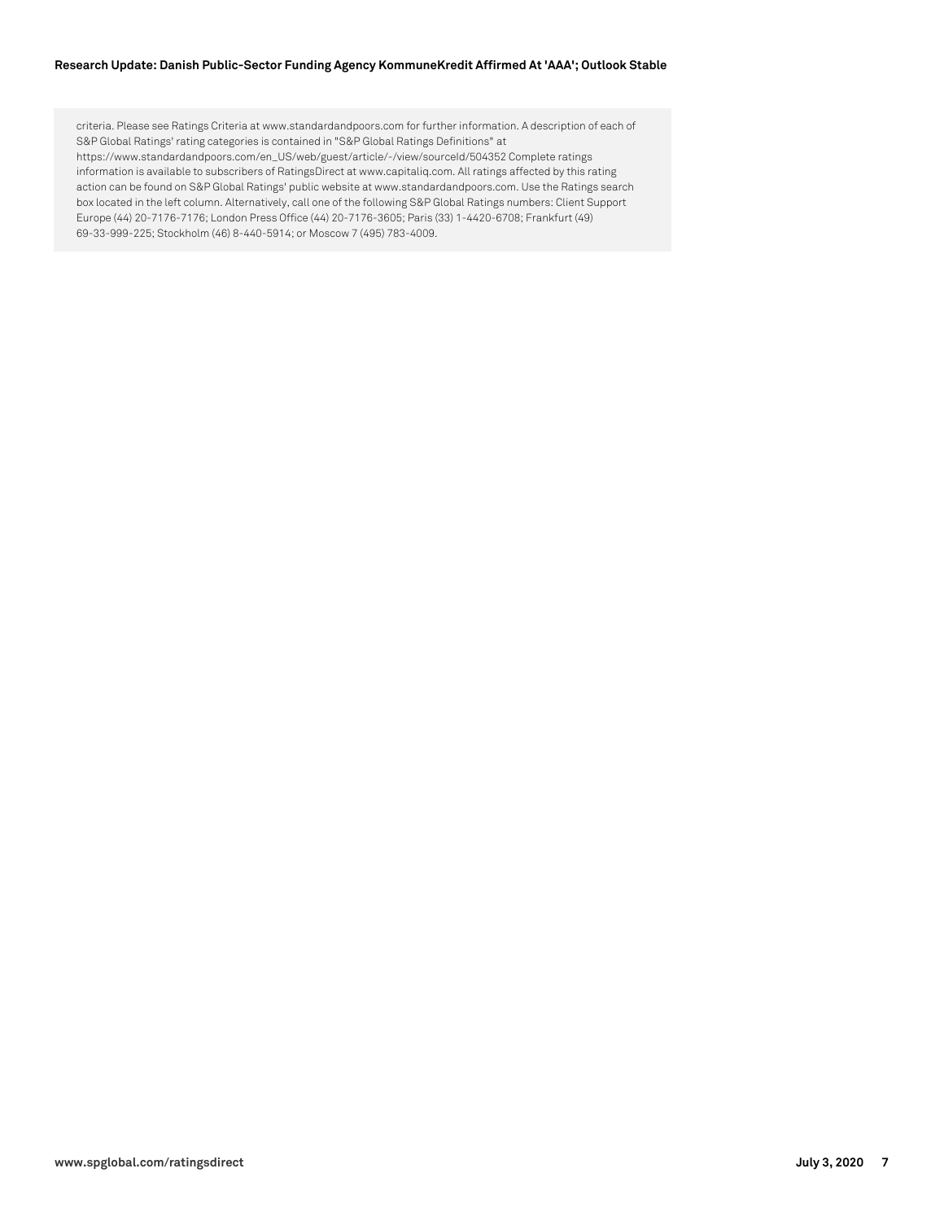criteria. Please see Ratings Criteria at www.standardandpoors.com for further information. A description of each of S&P Global Ratings' rating categories is contained in "S&P Global Ratings Definitions" at https://www.standardandpoors.com/en_US/web/guest/article/-/view/sourceId/504352 Complete ratings information is available to subscribers of RatingsDirect at www.capitaliq.com. All ratings affected by this rating action can be found on S&P Global Ratings' public website at www.standardandpoors.com. Use the Ratings search box located in the left column. Alternatively, call one of the following S&P Global Ratings numbers: Client Support Europe (44) 20-7176-7176; London Press Office (44) 20-7176-3605; Paris (33) 1-4420-6708; Frankfurt (49) 69-33-999-225; Stockholm (46) 8-440-5914; or Moscow 7 (495) 783-4009.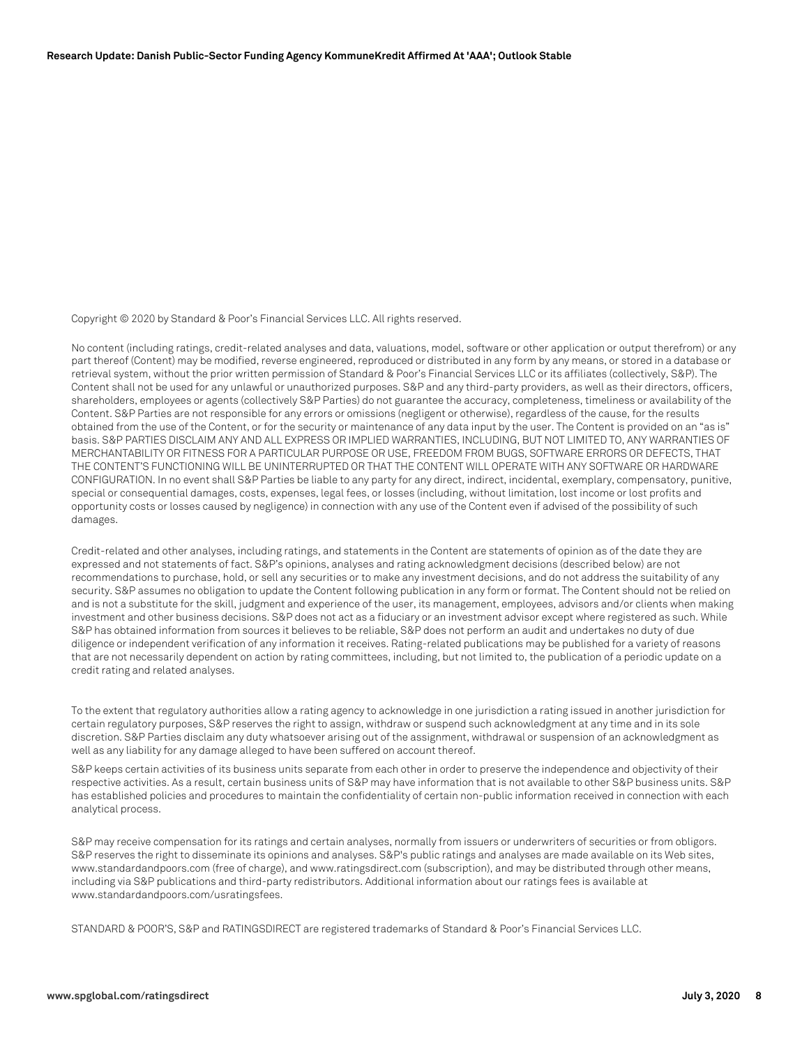Copyright © 2020 by Standard & Poor's Financial Services LLC. All rights reserved.

No content (including ratings, credit-related analyses and data, valuations, model, software or other application or output therefrom) or any part thereof (Content) may be modified, reverse engineered, reproduced or distributed in any form by any means, or stored in a database or retrieval system, without the prior written permission of Standard & Poor's Financial Services LLC or its affiliates (collectively, S&P). The Content shall not be used for any unlawful or unauthorized purposes. S&P and any third-party providers, as well as their directors, officers, shareholders, employees or agents (collectively S&P Parties) do not guarantee the accuracy, completeness, timeliness or availability of the Content. S&P Parties are not responsible for any errors or omissions (negligent or otherwise), regardless of the cause, for the results obtained from the use of the Content, or for the security or maintenance of any data input by the user. The Content is provided on an "as is" basis. S&P PARTIES DISCLAIM ANY AND ALL EXPRESS OR IMPLIED WARRANTIES, INCLUDING, BUT NOT LIMITED TO, ANY WARRANTIES OF MERCHANTABILITY OR FITNESS FOR A PARTICULAR PURPOSE OR USE, FREEDOM FROM BUGS, SOFTWARE ERRORS OR DEFECTS, THAT THE CONTENT'S FUNCTIONING WILL BE UNINTERRUPTED OR THAT THE CONTENT WILL OPERATE WITH ANY SOFTWARE OR HARDWARE CONFIGURATION. In no event shall S&P Parties be liable to any party for any direct, indirect, incidental, exemplary, compensatory, punitive, special or consequential damages, costs, expenses, legal fees, or losses (including, without limitation, lost income or lost profits and opportunity costs or losses caused by negligence) in connection with any use of the Content even if advised of the possibility of such damages.

Credit-related and other analyses, including ratings, and statements in the Content are statements of opinion as of the date they are expressed and not statements of fact. S&P's opinions, analyses and rating acknowledgment decisions (described below) are not recommendations to purchase, hold, or sell any securities or to make any investment decisions, and do not address the suitability of any security. S&P assumes no obligation to update the Content following publication in any form or format. The Content should not be relied on and is not a substitute for the skill, judgment and experience of the user, its management, employees, advisors and/or clients when making investment and other business decisions. S&P does not act as a fiduciary or an investment advisor except where registered as such. While S&P has obtained information from sources it believes to be reliable, S&P does not perform an audit and undertakes no duty of due diligence or independent verification of any information it receives. Rating-related publications may be published for a variety of reasons that are not necessarily dependent on action by rating committees, including, but not limited to, the publication of a periodic update on a credit rating and related analyses.

To the extent that regulatory authorities allow a rating agency to acknowledge in one jurisdiction a rating issued in another jurisdiction for certain regulatory purposes, S&P reserves the right to assign, withdraw or suspend such acknowledgment at any time and in its sole discretion. S&P Parties disclaim any duty whatsoever arising out of the assignment, withdrawal or suspension of an acknowledgment as well as any liability for any damage alleged to have been suffered on account thereof.

S&P keeps certain activities of its business units separate from each other in order to preserve the independence and objectivity of their respective activities. As a result, certain business units of S&P may have information that is not available to other S&P business units. S&P has established policies and procedures to maintain the confidentiality of certain non-public information received in connection with each analytical process.

S&P may receive compensation for its ratings and certain analyses, normally from issuers or underwriters of securities or from obligors. S&P reserves the right to disseminate its opinions and analyses. S&P's public ratings and analyses are made available on its Web sites, www.standardandpoors.com (free of charge), and www.ratingsdirect.com (subscription), and may be distributed through other means, including via S&P publications and third-party redistributors. Additional information about our ratings fees is available at www.standardandpoors.com/usratingsfees.

STANDARD & POOR'S, S&P and RATINGSDIRECT are registered trademarks of Standard & Poor's Financial Services LLC.